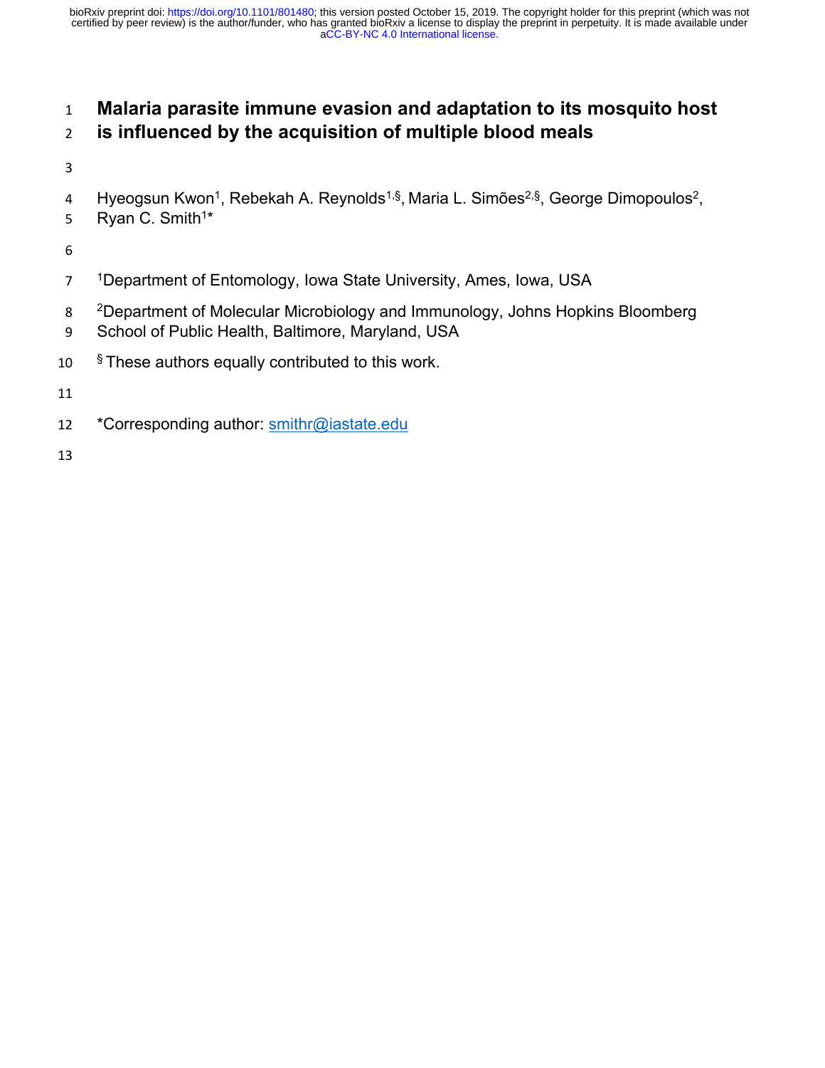# Malaria parasite immune evasion and adaptation to its mosquito host is influenced by the acquisition of multiple blood meals

Hyeogsun Kwon[1], Rebekah A. Reynolds[1,§], Maria L. Simões[2,§], George Dimopoulos[2], Ryan C. Smith[1*]

[1]Department of Entomology, Iowa State University, Ames, Iowa, USA

[2]Department of Molecular Microbiology and Immunology, Johns Hopkins Bloomberg School of Public Health, Baltimore, Maryland, USA

[§] These authors equally contributed to this work.

*Corresponding author: smithr@iastate.edu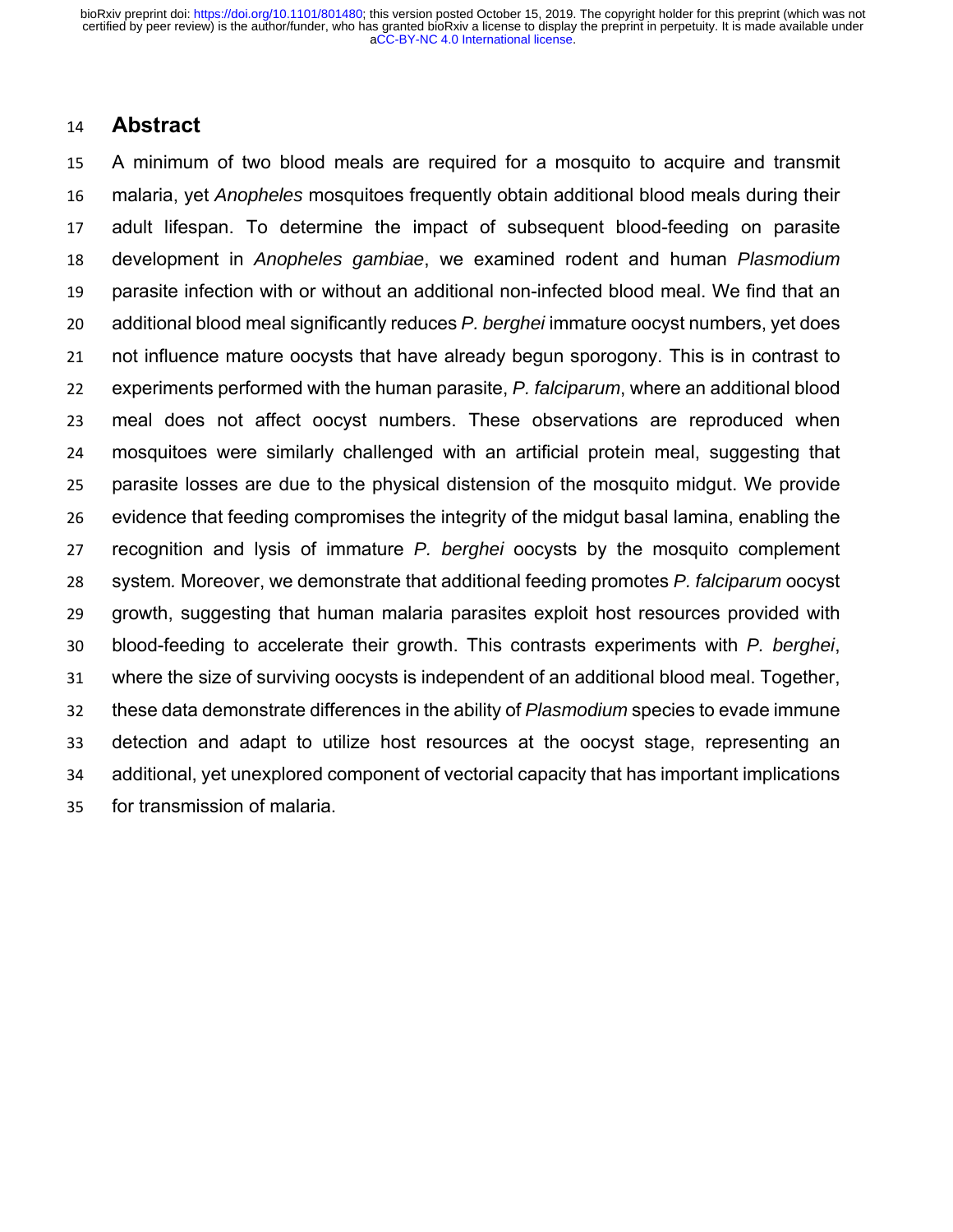## Abstract

A minimum of two blood meals are required for a mosquito to acquire and transmit malaria, yet *Anopheles* mosquitoes frequently obtain additional blood meals during their adult lifespan. To determine the impact of subsequent blood-feeding on parasite development in *Anopheles gambiae*, we examined rodent and human *Plasmodium* parasite infection with or without an additional non-infected blood meal. We find that an additional blood meal significantly reduces *P. berghei* immature oocyst numbers, yet does not influence mature oocysts that have already begun sporogony. This is in contrast to experiments performed with the human parasite, *P. falciparum*, where an additional blood meal does not affect oocyst numbers. These observations are reproduced when mosquitoes were similarly challenged with an artificial protein meal, suggesting that parasite losses are due to the physical distension of the mosquito midgut. We provide evidence that feeding compromises the integrity of the midgut basal lamina, enabling the recognition and lysis of immature *P. berghei* oocysts by the mosquito complement system. Moreover, we demonstrate that additional feeding promotes *P. falciparum* oocyst growth, suggesting that human malaria parasites exploit host resources provided with blood-feeding to accelerate their growth. This contrasts experiments with *P. berghei*, where the size of surviving oocysts is independent of an additional blood meal. Together, these data demonstrate differences in the ability of *Plasmodium* species to evade immune detection and adapt to utilize host resources at the oocyst stage, representing an additional, yet unexplored component of vectorial capacity that has important implications for transmission of malaria.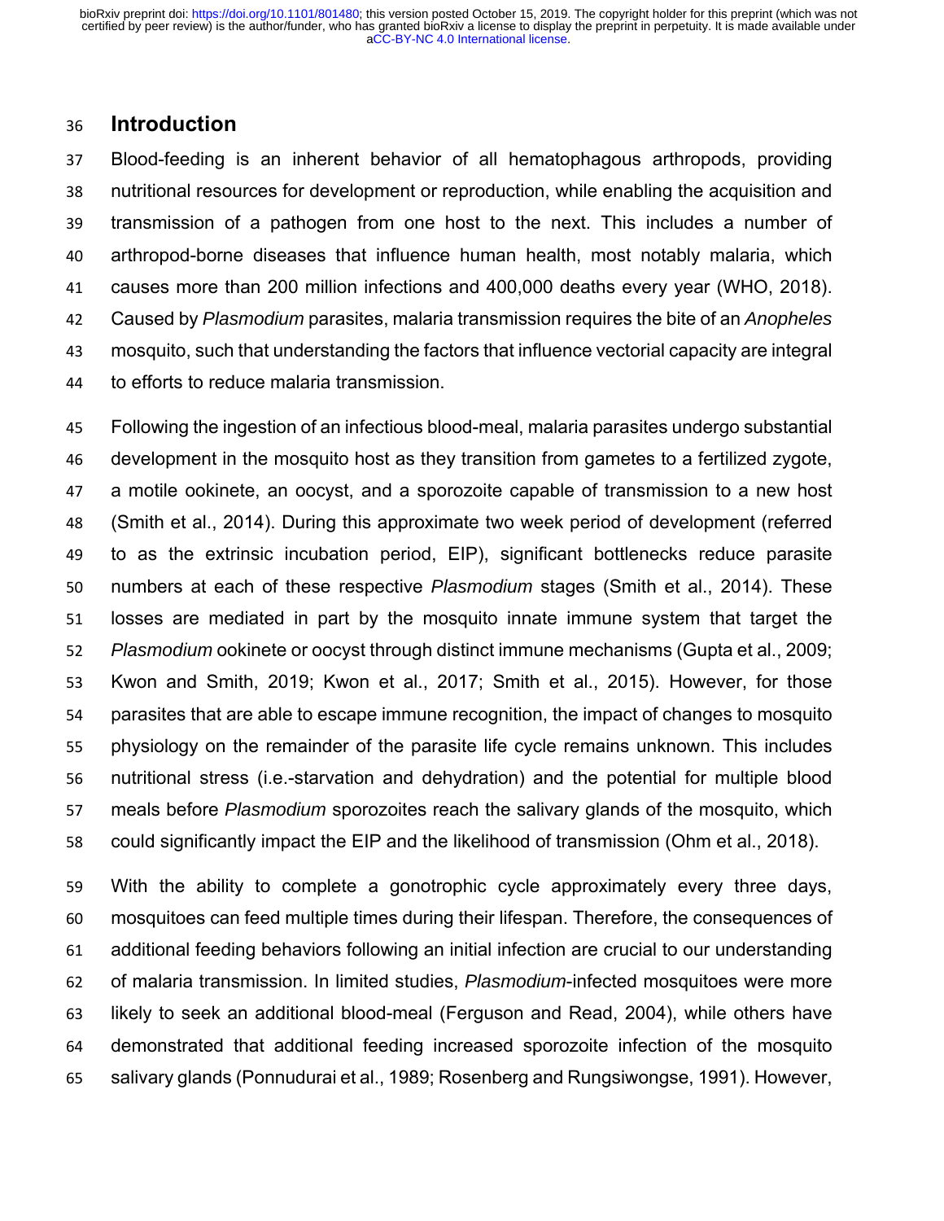## Introduction

Blood-feeding is an inherent behavior of all hematophagous arthropods, providing nutritional resources for development or reproduction, while enabling the acquisition and transmission of a pathogen from one host to the next. This includes a number of arthropod-borne diseases that influence human health, most notably malaria, which causes more than 200 million infections and 400,000 deaths every year (WHO, 2018). Caused by *Plasmodium* parasites, malaria transmission requires the bite of an *Anopheles* mosquito, such that understanding the factors that influence vectorial capacity are integral to efforts to reduce malaria transmission.

Following the ingestion of an infectious blood-meal, malaria parasites undergo substantial development in the mosquito host as they transition from gametes to a fertilized zygote, a motile ookinete, an oocyst, and a sporozoite capable of transmission to a new host (Smith et al., 2014). During this approximate two week period of development (referred to as the extrinsic incubation period, EIP), significant bottlenecks reduce parasite numbers at each of these respective *Plasmodium* stages (Smith et al., 2014). These losses are mediated in part by the mosquito innate immune system that target the *Plasmodium* ookinete or oocyst through distinct immune mechanisms (Gupta et al., 2009; Kwon and Smith, 2019; Kwon et al., 2017; Smith et al., 2015). However, for those parasites that are able to escape immune recognition, the impact of changes to mosquito physiology on the remainder of the parasite life cycle remains unknown. This includes nutritional stress (i.e.-starvation and dehydration) and the potential for multiple blood meals before *Plasmodium* sporozoites reach the salivary glands of the mosquito, which could significantly impact the EIP and the likelihood of transmission (Ohm et al., 2018).

With the ability to complete a gonotrophic cycle approximately every three days, mosquitoes can feed multiple times during their lifespan. Therefore, the consequences of additional feeding behaviors following an initial infection are crucial to our understanding of malaria transmission. In limited studies, *Plasmodium*-infected mosquitoes were more likely to seek an additional blood-meal (Ferguson and Read, 2004), while others have demonstrated that additional feeding increased sporozoite infection of the mosquito salivary glands (Ponnudurai et al., 1989; Rosenberg and Rungsiwongse, 1991). However,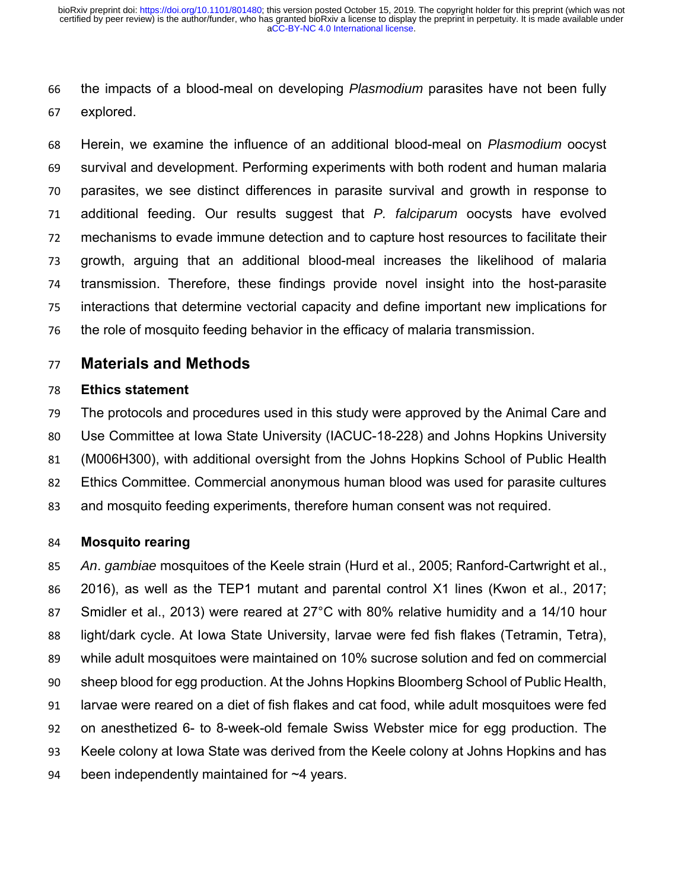the impacts of a blood-meal on developing *Plasmodium* parasites have not been fully explored.

Herein, we examine the influence of an additional blood-meal on *Plasmodium* oocyst survival and development. Performing experiments with both rodent and human malaria parasites, we see distinct differences in parasite survival and growth in response to additional feeding. Our results suggest that *P. falciparum* oocysts have evolved mechanisms to evade immune detection and to capture host resources to facilitate their growth, arguing that an additional blood-meal increases the likelihood of malaria transmission. Therefore, these findings provide novel insight into the host-parasite interactions that determine vectorial capacity and define important new implications for the role of mosquito feeding behavior in the efficacy of malaria transmission.

## Materials and Methods

### Ethics statement

The protocols and procedures used in this study were approved by the Animal Care and Use Committee at Iowa State University (IACUC-18-228) and Johns Hopkins University (M006H300), with additional oversight from the Johns Hopkins School of Public Health Ethics Committee. Commercial anonymous human blood was used for parasite cultures and mosquito feeding experiments, therefore human consent was not required.

### Mosquito rearing

*An*. *gambiae* mosquitoes of the Keele strain (Hurd et al., 2005; Ranford-Cartwright et al., 2016), as well as the TEP1 mutant and parental control X1 lines (Kwon et al., 2017; Smidler et al., 2013) were reared at 27°C with 80% relative humidity and a 14/10 hour light/dark cycle. At Iowa State University, larvae were fed fish flakes (Tetramin, Tetra), while adult mosquitoes were maintained on 10% sucrose solution and fed on commercial sheep blood for egg production. At the Johns Hopkins Bloomberg School of Public Health, larvae were reared on a diet of fish flakes and cat food, while adult mosquitoes were fed on anesthetized 6- to 8-week-old female Swiss Webster mice for egg production. The Keele colony at Iowa State was derived from the Keele colony at Johns Hopkins and has been independently maintained for ~4 years.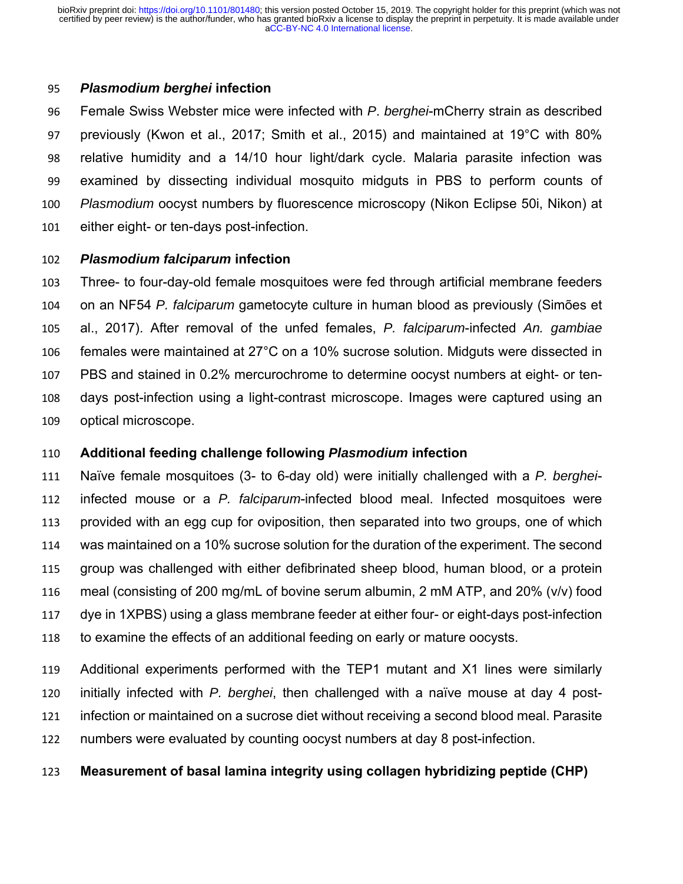### *Plasmodium berghei* infection

Female Swiss Webster mice were infected with *P. berghei*-mCherry strain as described previously (Kwon et al., 2017; Smith et al., 2015) and maintained at 19°C with 80% relative humidity and a 14/10 hour light/dark cycle. Malaria parasite infection was examined by dissecting individual mosquito midguts in PBS to perform counts of *Plasmodium* oocyst numbers by fluorescence microscopy (Nikon Eclipse 50i, Nikon) at either eight- or ten-days post-infection.

### *Plasmodium falciparum* infection

Three- to four-day-old female mosquitoes were fed through artificial membrane feeders on an NF54 *P. falciparum* gametocyte culture in human blood as previously (Simões et al., 2017). After removal of the unfed females, *P. falciparum*-infected *An. gambiae* females were maintained at 27°C on a 10% sucrose solution. Midguts were dissected in PBS and stained in 0.2% mercurochrome to determine oocyst numbers at eight- or ten-days post-infection using a light-contrast microscope. Images were captured using an optical microscope.

### Additional feeding challenge following *Plasmodium* infection

Naïve female mosquitoes (3- to 6-day old) were initially challenged with a *P. berghei*-infected mouse or a *P. falciparum*-infected blood meal. Infected mosquitoes were provided with an egg cup for oviposition, then separated into two groups, one of which was maintained on a 10% sucrose solution for the duration of the experiment. The second group was challenged with either defibrinated sheep blood, human blood, or a protein meal (consisting of 200 mg/mL of bovine serum albumin, 2 mM ATP, and 20% (v/v) food dye in 1XPBS) using a glass membrane feeder at either four- or eight-days post-infection to examine the effects of an additional feeding on early or mature oocysts.

Additional experiments performed with the TEP1 mutant and X1 lines were similarly initially infected with *P. berghei*, then challenged with a naïve mouse at day 4 post-infection or maintained on a sucrose diet without receiving a second blood meal. Parasite numbers were evaluated by counting oocyst numbers at day 8 post-infection.

### Measurement of basal lamina integrity using collagen hybridizing peptide (CHP)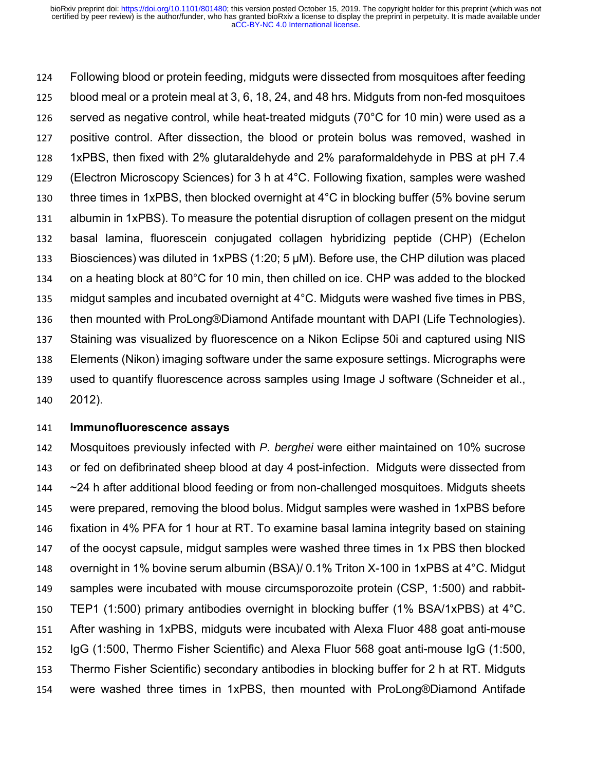Following blood or protein feeding, midguts were dissected from mosquitoes after feeding blood meal or a protein meal at 3, 6, 18, 24, and 48 hrs. Midguts from non-fed mosquitoes served as negative control, while heat-treated midguts (70°C for 10 min) were used as a positive control. After dissection, the blood or protein bolus was removed, washed in 1xPBS, then fixed with 2% glutaraldehyde and 2% paraformaldehyde in PBS at pH 7.4 (Electron Microscopy Sciences) for 3 h at 4°C. Following fixation, samples were washed three times in 1xPBS, then blocked overnight at 4°C in blocking buffer (5% bovine serum albumin in 1xPBS). To measure the potential disruption of collagen present on the midgut basal lamina, fluorescein conjugated collagen hybridizing peptide (CHP) (Echelon Biosciences) was diluted in 1xPBS (1:20; 5 μM). Before use, the CHP dilution was placed on a heating block at 80°C for 10 min, then chilled on ice. CHP was added to the blocked midgut samples and incubated overnight at 4°C. Midguts were washed five times in PBS, then mounted with ProLong®Diamond Antifade mountant with DAPI (Life Technologies). Staining was visualized by fluorescence on a Nikon Eclipse 50i and captured using NIS Elements (Nikon) imaging software under the same exposure settings. Micrographs were used to quantify fluorescence across samples using Image J software (Schneider et al., 2012).

### Immunofluorescence assays

Mosquitoes previously infected with *P. berghei* were either maintained on 10% sucrose or fed on defibrinated sheep blood at day 4 post-infection. Midguts were dissected from ~24 h after additional blood feeding or from non-challenged mosquitoes. Midguts sheets were prepared, removing the blood bolus. Midgut samples were washed in 1xPBS before fixation in 4% PFA for 1 hour at RT. To examine basal lamina integrity based on staining of the oocyst capsule, midgut samples were washed three times in 1x PBS then blocked overnight in 1% bovine serum albumin (BSA)/ 0.1% Triton X-100 in 1xPBS at 4°C. Midgut samples were incubated with mouse circumsporozoite protein (CSP, 1:500) and rabbit-TEP1 (1:500) primary antibodies overnight in blocking buffer (1% BSA/1xPBS) at 4°C. After washing in 1xPBS, midguts were incubated with Alexa Fluor 488 goat anti-mouse IgG (1:500, Thermo Fisher Scientific) and Alexa Fluor 568 goat anti-mouse IgG (1:500, Thermo Fisher Scientific) secondary antibodies in blocking buffer for 2 h at RT. Midguts were washed three times in 1xPBS, then mounted with ProLong®Diamond Antifade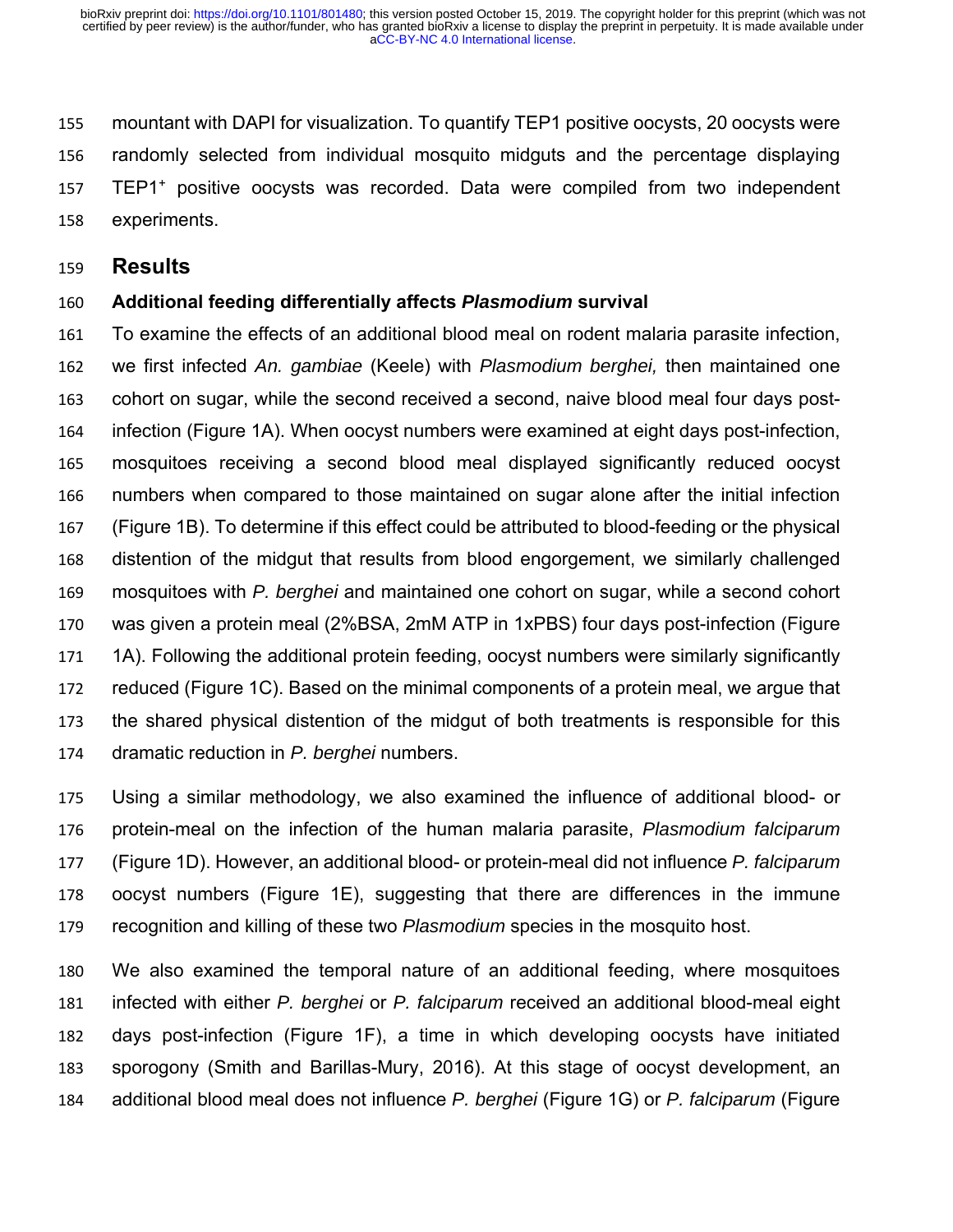mountant with DAPI for visualization. To quantify TEP1 positive oocysts, 20 oocysts were randomly selected from individual mosquito midguts and the percentage displaying TEP1$^{+}$ positive oocysts was recorded. Data were compiled from two independent experiments.

## Results

### Additional feeding differentially affects *Plasmodium* survival

To examine the effects of an additional blood meal on rodent malaria parasite infection, we first infected *An. gambiae* (Keele) with *Plasmodium berghei,* then maintained one cohort on sugar, while the second received a second, naive blood meal four days post-infection (Figure 1A). When oocyst numbers were examined at eight days post-infection, mosquitoes receiving a second blood meal displayed significantly reduced oocyst numbers when compared to those maintained on sugar alone after the initial infection (Figure 1B). To determine if this effect could be attributed to blood-feeding or the physical distention of the midgut that results from blood engorgement, we similarly challenged mosquitoes with *P. berghei* and maintained one cohort on sugar, while a second cohort was given a protein meal (2%BSA, 2mM ATP in 1xPBS) four days post-infection (Figure 1A). Following the additional protein feeding, oocyst numbers were similarly significantly reduced (Figure 1C). Based on the minimal components of a protein meal, we argue that the shared physical distention of the midgut of both treatments is responsible for this dramatic reduction in *P. berghei* numbers.

Using a similar methodology, we also examined the influence of additional blood- or protein-meal on the infection of the human malaria parasite, *Plasmodium falciparum* (Figure 1D). However, an additional blood- or protein-meal did not influence *P. falciparum* oocyst numbers (Figure 1E), suggesting that there are differences in the immune recognition and killing of these two *Plasmodium* species in the mosquito host.

We also examined the temporal nature of an additional feeding, where mosquitoes infected with either *P. berghei* or *P. falciparum* received an additional blood-meal eight days post-infection (Figure 1F), a time in which developing oocysts have initiated sporogony (Smith and Barillas-Mury, 2016). At this stage of oocyst development, an additional blood meal does not influence *P. berghei* (Figure 1G) or *P. falciparum* (Figure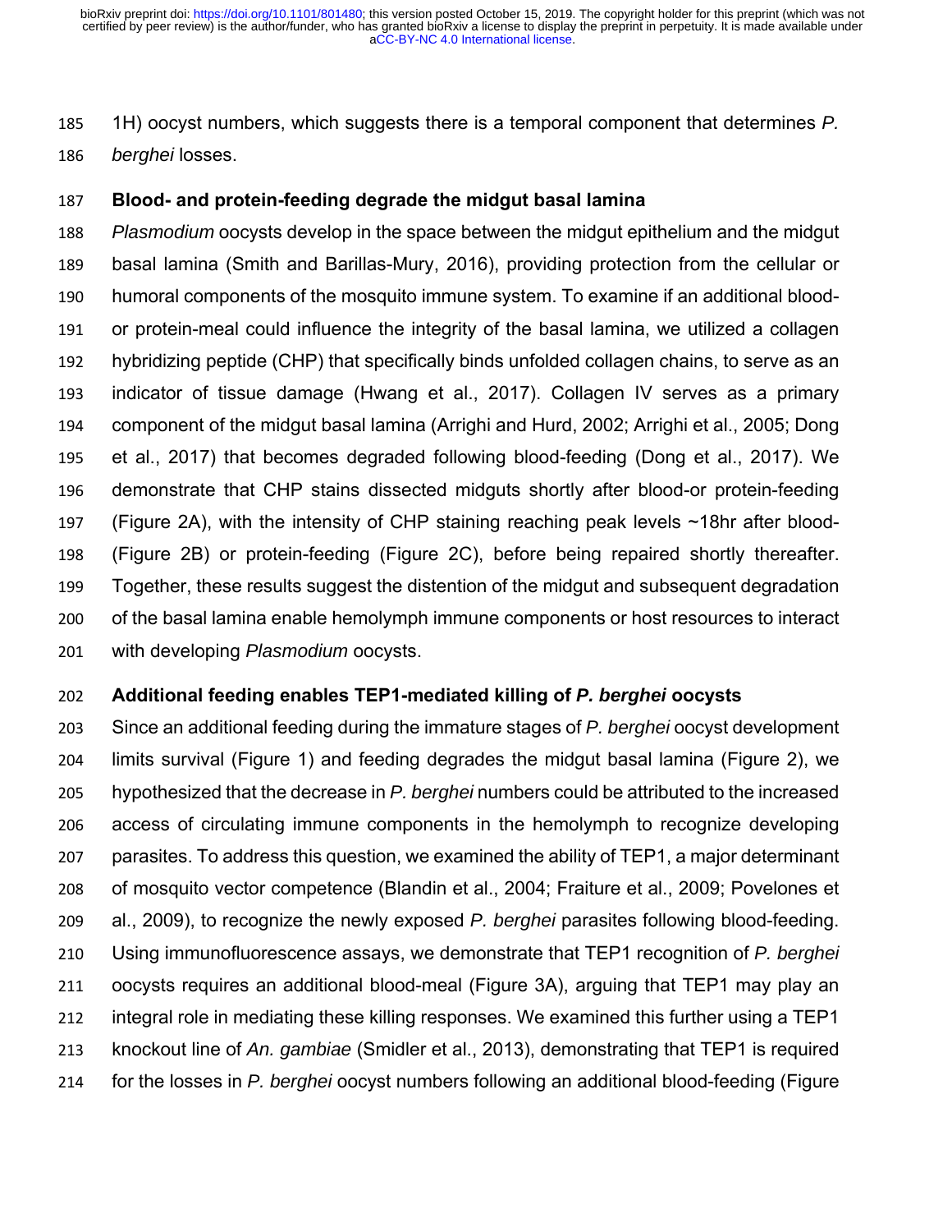1H) oocyst numbers, which suggests there is a temporal component that determines *P. berghei* losses.

### Blood- and protein-feeding degrade the midgut basal lamina

*Plasmodium* oocysts develop in the space between the midgut epithelium and the midgut basal lamina (Smith and Barillas-Mury, 2016), providing protection from the cellular or humoral components of the mosquito immune system. To examine if an additional blood- or protein-meal could influence the integrity of the basal lamina, we utilized a collagen hybridizing peptide (CHP) that specifically binds unfolded collagen chains, to serve as an indicator of tissue damage (Hwang et al., 2017). Collagen IV serves as a primary component of the midgut basal lamina (Arrighi and Hurd, 2002; Arrighi et al., 2005; Dong et al., 2017) that becomes degraded following blood-feeding (Dong et al., 2017). We demonstrate that CHP stains dissected midguts shortly after blood-or protein-feeding (Figure 2A), with the intensity of CHP staining reaching peak levels ~18hr after blood- (Figure 2B) or protein-feeding (Figure 2C), before being repaired shortly thereafter. Together, these results suggest the distention of the midgut and subsequent degradation of the basal lamina enable hemolymph immune components or host resources to interact with developing *Plasmodium* oocysts.

### Additional feeding enables TEP1-mediated killing of *P. berghei* oocysts

Since an additional feeding during the immature stages of *P. berghei* oocyst development limits survival (Figure 1) and feeding degrades the midgut basal lamina (Figure 2), we hypothesized that the decrease in *P. berghei* numbers could be attributed to the increased access of circulating immune components in the hemolymph to recognize developing parasites. To address this question, we examined the ability of TEP1, a major determinant of mosquito vector competence (Blandin et al., 2004; Fraiture et al., 2009; Povelones et al., 2009), to recognize the newly exposed *P. berghei* parasites following blood-feeding. Using immunofluorescence assays, we demonstrate that TEP1 recognition of *P. berghei* oocysts requires an additional blood-meal (Figure 3A), arguing that TEP1 may play an integral role in mediating these killing responses. We examined this further using a TEP1 knockout line of *An. gambiae* (Smidler et al., 2013), demonstrating that TEP1 is required for the losses in *P. berghei* oocyst numbers following an additional blood-feeding (Figure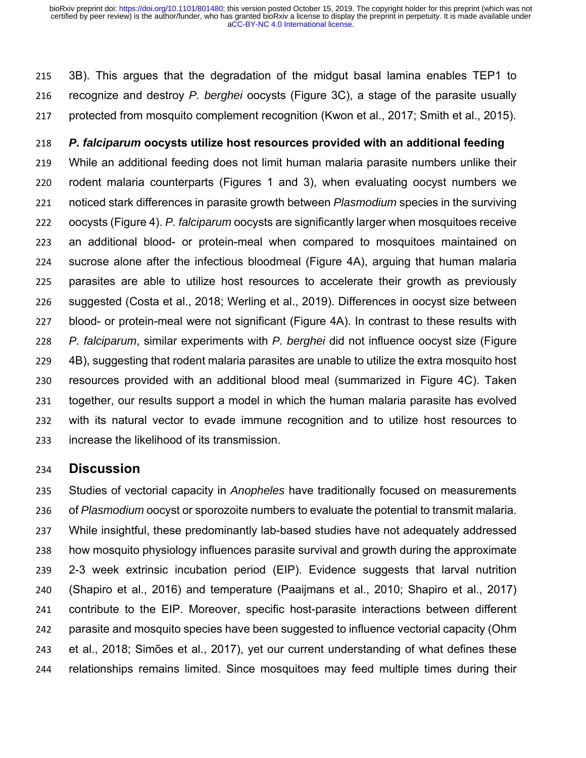3B). This argues that the degradation of the midgut basal lamina enables TEP1 to recognize and destroy *P. berghei* oocysts (Figure 3C), a stage of the parasite usually protected from mosquito complement recognition (Kwon et al., 2017; Smith et al., 2015).

### *P. falciparum* oocysts utilize host resources provided with an additional feeding

While an additional feeding does not limit human malaria parasite numbers unlike their rodent malaria counterparts (Figures 1 and 3), when evaluating oocyst numbers we noticed stark differences in parasite growth between *Plasmodium* species in the surviving oocysts (Figure 4). *P. falciparum* oocysts are significantly larger when mosquitoes receive an additional blood- or protein-meal when compared to mosquitoes maintained on sucrose alone after the infectious bloodmeal (Figure 4A), arguing that human malaria parasites are able to utilize host resources to accelerate their growth as previously suggested (Costa et al., 2018; Werling et al., 2019). Differences in oocyst size between blood- or protein-meal were not significant (Figure 4A). In contrast to these results with *P. falciparum*, similar experiments with *P. berghei* did not influence oocyst size (Figure 4B), suggesting that rodent malaria parasites are unable to utilize the extra mosquito host resources provided with an additional blood meal (summarized in Figure 4C). Taken together, our results support a model in which the human malaria parasite has evolved with its natural vector to evade immune recognition and to utilize host resources to increase the likelihood of its transmission.

## Discussion

Studies of vectorial capacity in *Anopheles* have traditionally focused on measurements of *Plasmodium* oocyst or sporozoite numbers to evaluate the potential to transmit malaria. While insightful, these predominantly lab-based studies have not adequately addressed how mosquito physiology influences parasite survival and growth during the approximate 2-3 week extrinsic incubation period (EIP). Evidence suggests that larval nutrition (Shapiro et al., 2016) and temperature (Paaijmans et al., 2010; Shapiro et al., 2017) contribute to the EIP. Moreover, specific host-parasite interactions between different parasite and mosquito species have been suggested to influence vectorial capacity (Ohm et al., 2018; Simões et al., 2017), yet our current understanding of what defines these relationships remains limited. Since mosquitoes may feed multiple times during their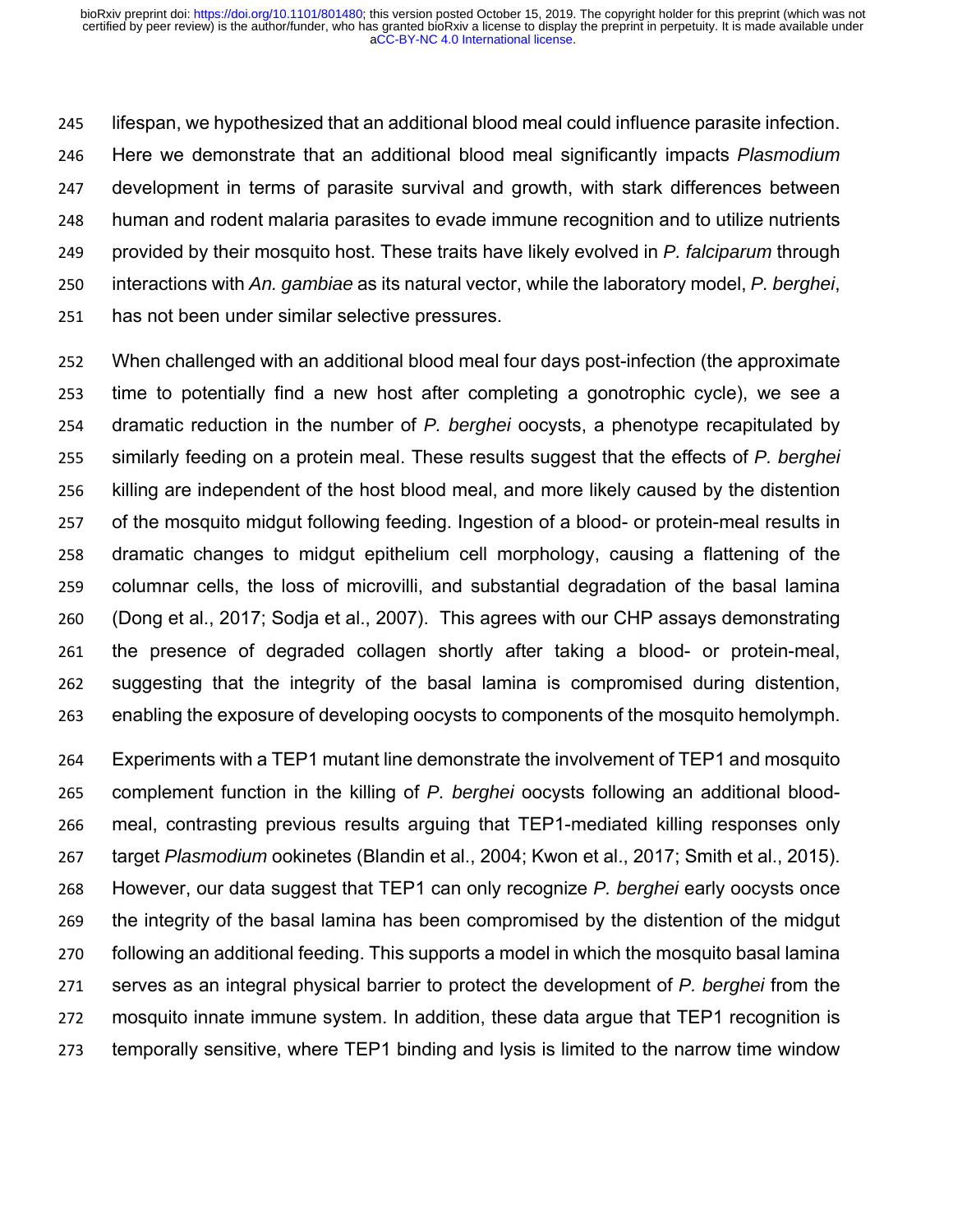lifespan, we hypothesized that an additional blood meal could influence parasite infection. Here we demonstrate that an additional blood meal significantly impacts *Plasmodium* development in terms of parasite survival and growth, with stark differences between human and rodent malaria parasites to evade immune recognition and to utilize nutrients provided by their mosquito host. These traits have likely evolved in *P. falciparum* through interactions with *An. gambiae* as its natural vector, while the laboratory model, *P. berghei*, has not been under similar selective pressures.

When challenged with an additional blood meal four days post-infection (the approximate time to potentially find a new host after completing a gonotrophic cycle), we see a dramatic reduction in the number of *P. berghei* oocysts, a phenotype recapitulated by similarly feeding on a protein meal. These results suggest that the effects of *P. berghei* killing are independent of the host blood meal, and more likely caused by the distention of the mosquito midgut following feeding. Ingestion of a blood- or protein-meal results in dramatic changes to midgut epithelium cell morphology, causing a flattening of the columnar cells, the loss of microvilli, and substantial degradation of the basal lamina (Dong et al., 2017; Sodja et al., 2007). This agrees with our CHP assays demonstrating the presence of degraded collagen shortly after taking a blood- or protein-meal, suggesting that the integrity of the basal lamina is compromised during distention, enabling the exposure of developing oocysts to components of the mosquito hemolymph.

Experiments with a TEP1 mutant line demonstrate the involvement of TEP1 and mosquito complement function in the killing of *P. berghei* oocysts following an additional blood-meal, contrasting previous results arguing that TEP1-mediated killing responses only target *Plasmodium* ookinetes (Blandin et al., 2004; Kwon et al., 2017; Smith et al., 2015). However, our data suggest that TEP1 can only recognize *P. berghei* early oocysts once the integrity of the basal lamina has been compromised by the distention of the midgut following an additional feeding. This supports a model in which the mosquito basal lamina serves as an integral physical barrier to protect the development of *P. berghei* from the mosquito innate immune system. In addition, these data argue that TEP1 recognition is temporally sensitive, where TEP1 binding and lysis is limited to the narrow time window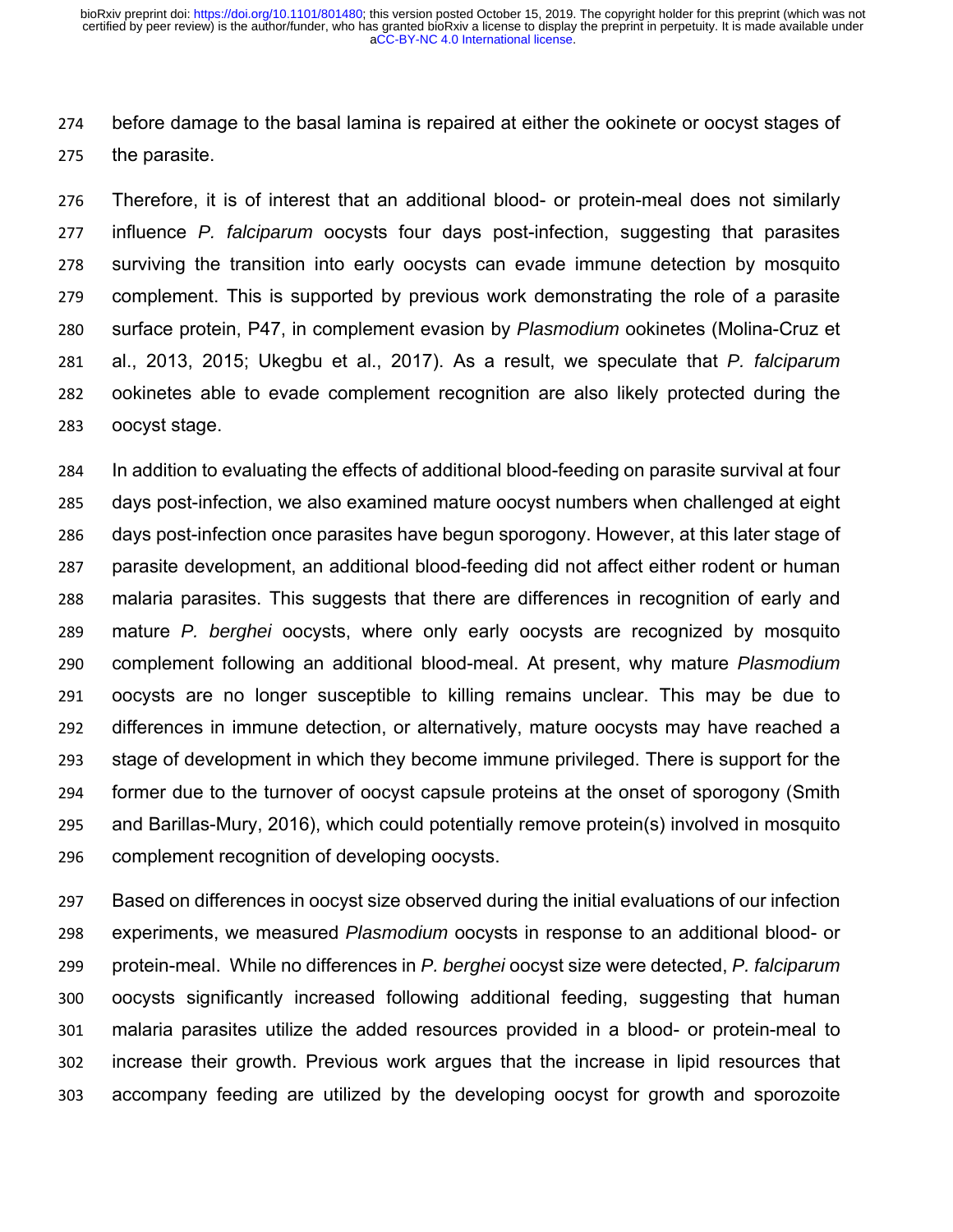before damage to the basal lamina is repaired at either the ookinete or oocyst stages of the parasite.

Therefore, it is of interest that an additional blood- or protein-meal does not similarly influence *P. falciparum* oocysts four days post-infection, suggesting that parasites surviving the transition into early oocysts can evade immune detection by mosquito complement. This is supported by previous work demonstrating the role of a parasite surface protein, P47, in complement evasion by *Plasmodium* ookinetes (Molina-Cruz et al., 2013, 2015; Ukegbu et al., 2017). As a result, we speculate that *P. falciparum* ookinetes able to evade complement recognition are also likely protected during the oocyst stage.

In addition to evaluating the effects of additional blood-feeding on parasite survival at four days post-infection, we also examined mature oocyst numbers when challenged at eight days post-infection once parasites have begun sporogony. However, at this later stage of parasite development, an additional blood-feeding did not affect either rodent or human malaria parasites. This suggests that there are differences in recognition of early and mature *P. berghei* oocysts, where only early oocysts are recognized by mosquito complement following an additional blood-meal. At present, why mature *Plasmodium* oocysts are no longer susceptible to killing remains unclear. This may be due to differences in immune detection, or alternatively, mature oocysts may have reached a stage of development in which they become immune privileged. There is support for the former due to the turnover of oocyst capsule proteins at the onset of sporogony (Smith and Barillas-Mury, 2016), which could potentially remove protein(s) involved in mosquito complement recognition of developing oocysts.

Based on differences in oocyst size observed during the initial evaluations of our infection experiments, we measured *Plasmodium* oocysts in response to an additional blood- or protein-meal. While no differences in *P. berghei* oocyst size were detected, *P. falciparum* oocysts significantly increased following additional feeding, suggesting that human malaria parasites utilize the added resources provided in a blood- or protein-meal to increase their growth. Previous work argues that the increase in lipid resources that accompany feeding are utilized by the developing oocyst for growth and sporozoite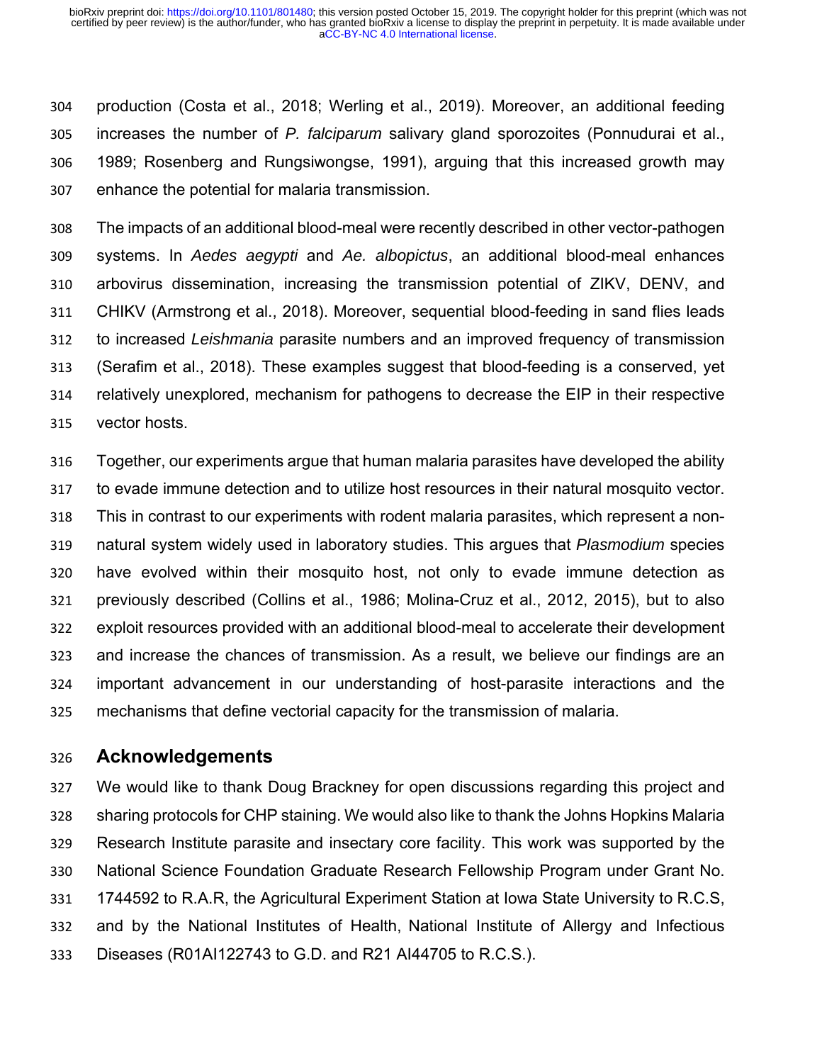production (Costa et al., 2018; Werling et al., 2019). Moreover, an additional feeding increases the number of *P. falciparum* salivary gland sporozoites (Ponnudurai et al., 1989; Rosenberg and Rungsiwongse, 1991), arguing that this increased growth may enhance the potential for malaria transmission.

The impacts of an additional blood-meal were recently described in other vector-pathogen systems. In *Aedes aegypti* and *Ae. albopictus*, an additional blood-meal enhances arbovirus dissemination, increasing the transmission potential of ZIKV, DENV, and CHIKV (Armstrong et al., 2018). Moreover, sequential blood-feeding in sand flies leads to increased *Leishmania* parasite numbers and an improved frequency of transmission (Serafim et al., 2018). These examples suggest that blood-feeding is a conserved, yet relatively unexplored, mechanism for pathogens to decrease the EIP in their respective vector hosts.

Together, our experiments argue that human malaria parasites have developed the ability to evade immune detection and to utilize host resources in their natural mosquito vector. This in contrast to our experiments with rodent malaria parasites, which represent a non-natural system widely used in laboratory studies. This argues that *Plasmodium* species have evolved within their mosquito host, not only to evade immune detection as previously described (Collins et al., 1986; Molina-Cruz et al., 2012, 2015), but to also exploit resources provided with an additional blood-meal to accelerate their development and increase the chances of transmission. As a result, we believe our findings are an important advancement in our understanding of host-parasite interactions and the mechanisms that define vectorial capacity for the transmission of malaria.

## Acknowledgements

We would like to thank Doug Brackney for open discussions regarding this project and sharing protocols for CHP staining. We would also like to thank the Johns Hopkins Malaria Research Institute parasite and insectary core facility. This work was supported by the National Science Foundation Graduate Research Fellowship Program under Grant No. 1744592 to R.A.R, the Agricultural Experiment Station at Iowa State University to R.C.S, and by the National Institutes of Health, National Institute of Allergy and Infectious Diseases (R01AI122743 to G.D. and R21 AI44705 to R.C.S.).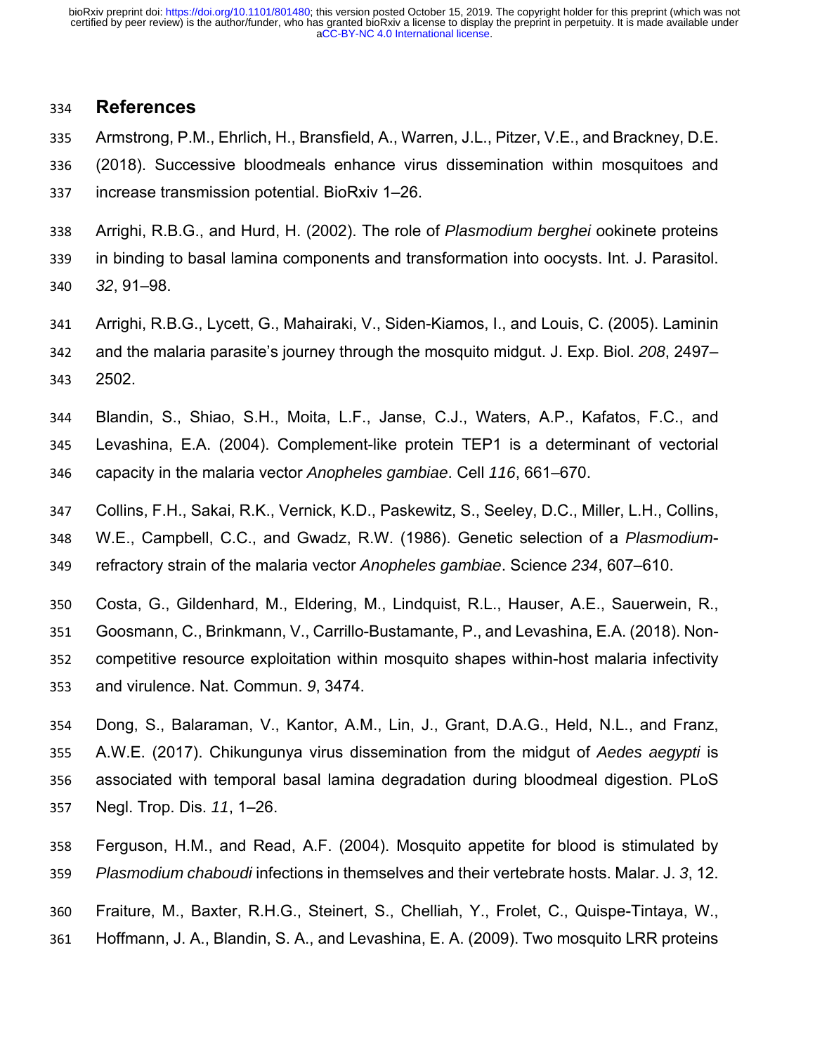## References

Armstrong, P.M., Ehrlich, H., Bransfield, A., Warren, J.L., Pitzer, V.E., and Brackney, D.E. (2018). Successive bloodmeals enhance virus dissemination within mosquitoes and increase transmission potential. BioRxiv 1–26.

Arrighi, R.B.G., and Hurd, H. (2002). The role of *Plasmodium berghei* ookinete proteins in binding to basal lamina components and transformation into oocysts. Int. J. Parasitol. *32*, 91–98.

Arrighi, R.B.G., Lycett, G., Mahairaki, V., Siden-Kiamos, I., and Louis, C. (2005). Laminin and the malaria parasite's journey through the mosquito midgut. J. Exp. Biol. *208*, 2497–2502.

Blandin, S., Shiao, S.H., Moita, L.F., Janse, C.J., Waters, A.P., Kafatos, F.C., and Levashina, E.A. (2004). Complement-like protein TEP1 is a determinant of vectorial capacity in the malaria vector *Anopheles gambiae*. Cell *116*, 661–670.

Collins, F.H., Sakai, R.K., Vernick, K.D., Paskewitz, S., Seeley, D.C., Miller, L.H., Collins, W.E., Campbell, C.C., and Gwadz, R.W. (1986). Genetic selection of a *Plasmodium*-refractory strain of the malaria vector *Anopheles gambiae*. Science *234*, 607–610.

Costa, G., Gildenhard, M., Eldering, M., Lindquist, R.L., Hauser, A.E., Sauerwein, R., Goosmann, C., Brinkmann, V., Carrillo-Bustamante, P., and Levashina, E.A. (2018). Non-competitive resource exploitation within mosquito shapes within-host malaria infectivity and virulence. Nat. Commun. *9*, 3474.

Dong, S., Balaraman, V., Kantor, A.M., Lin, J., Grant, D.A.G., Held, N.L., and Franz, A.W.E. (2017). Chikungunya virus dissemination from the midgut of *Aedes aegypti* is associated with temporal basal lamina degradation during bloodmeal digestion. PLoS Negl. Trop. Dis. *11*, 1–26.

Ferguson, H.M., and Read, A.F. (2004). Mosquito appetite for blood is stimulated by *Plasmodium chaboudi* infections in themselves and their vertebrate hosts. Malar. J. *3*, 12.

Fraiture, M., Baxter, R.H.G., Steinert, S., Chelliah, Y., Frolet, C., Quispe-Tintaya, W., Hoffmann, J. A., Blandin, S. A., and Levashina, E. A. (2009). Two mosquito LRR proteins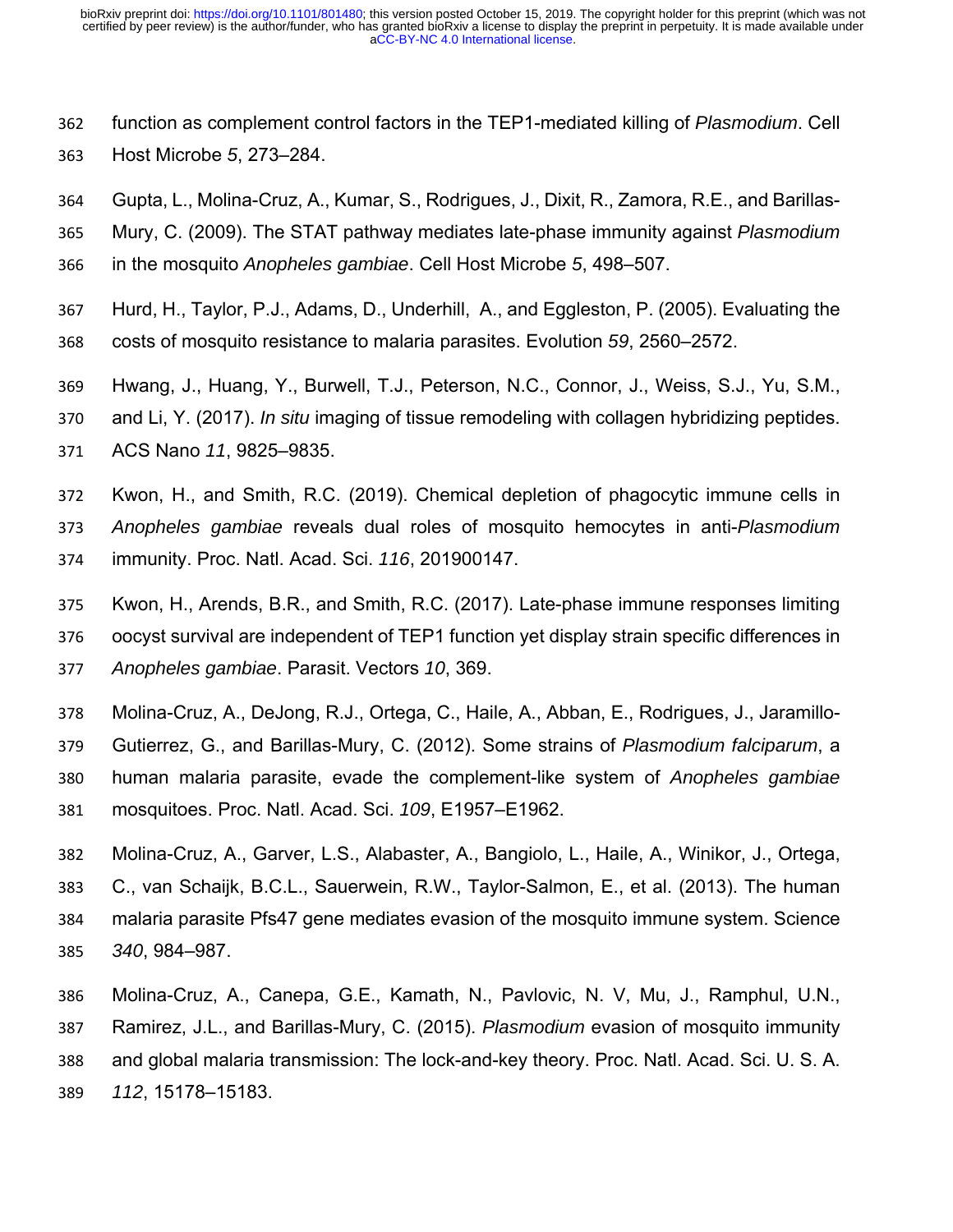function as complement control factors in the TEP1-mediated killing of *Plasmodium*. Cell Host Microbe *5*, 273–284.

Gupta, L., Molina-Cruz, A., Kumar, S., Rodrigues, J., Dixit, R., Zamora, R.E., and Barillas-Mury, C. (2009). The STAT pathway mediates late-phase immunity against *Plasmodium* in the mosquito *Anopheles gambiae*. Cell Host Microbe *5*, 498–507.

Hurd, H., Taylor, P.J., Adams, D., Underhill, A., and Eggleston, P. (2005). Evaluating the costs of mosquito resistance to malaria parasites. Evolution *59*, 2560–2572.

Hwang, J., Huang, Y., Burwell, T.J., Peterson, N.C., Connor, J., Weiss, S.J., Yu, S.M., and Li, Y. (2017). *In situ* imaging of tissue remodeling with collagen hybridizing peptides. ACS Nano *11*, 9825–9835.

Kwon, H., and Smith, R.C. (2019). Chemical depletion of phagocytic immune cells in *Anopheles gambiae* reveals dual roles of mosquito hemocytes in anti-*Plasmodium* immunity. Proc. Natl. Acad. Sci. *116*, 201900147.

Kwon, H., Arends, B.R., and Smith, R.C. (2017). Late-phase immune responses limiting oocyst survival are independent of TEP1 function yet display strain specific differences in *Anopheles gambiae*. Parasit. Vectors *10*, 369.

Molina-Cruz, A., DeJong, R.J., Ortega, C., Haile, A., Abban, E., Rodrigues, J., Jaramillo-Gutierrez, G., and Barillas-Mury, C. (2012). Some strains of *Plasmodium falciparum*, a human malaria parasite, evade the complement-like system of *Anopheles gambiae* mosquitoes. Proc. Natl. Acad. Sci. *109*, E1957–E1962.

Molina-Cruz, A., Garver, L.S., Alabaster, A., Bangiolo, L., Haile, A., Winikor, J., Ortega, C., van Schaijk, B.C.L., Sauerwein, R.W., Taylor-Salmon, E., et al. (2013). The human malaria parasite Pfs47 gene mediates evasion of the mosquito immune system. Science *340*, 984–987.

Molina-Cruz, A., Canepa, G.E., Kamath, N., Pavlovic, N. V, Mu, J., Ramphul, U.N., Ramirez, J.L., and Barillas-Mury, C. (2015). *Plasmodium* evasion of mosquito immunity and global malaria transmission: The lock-and-key theory. Proc. Natl. Acad. Sci. U. S. A. *112*, 15178–15183.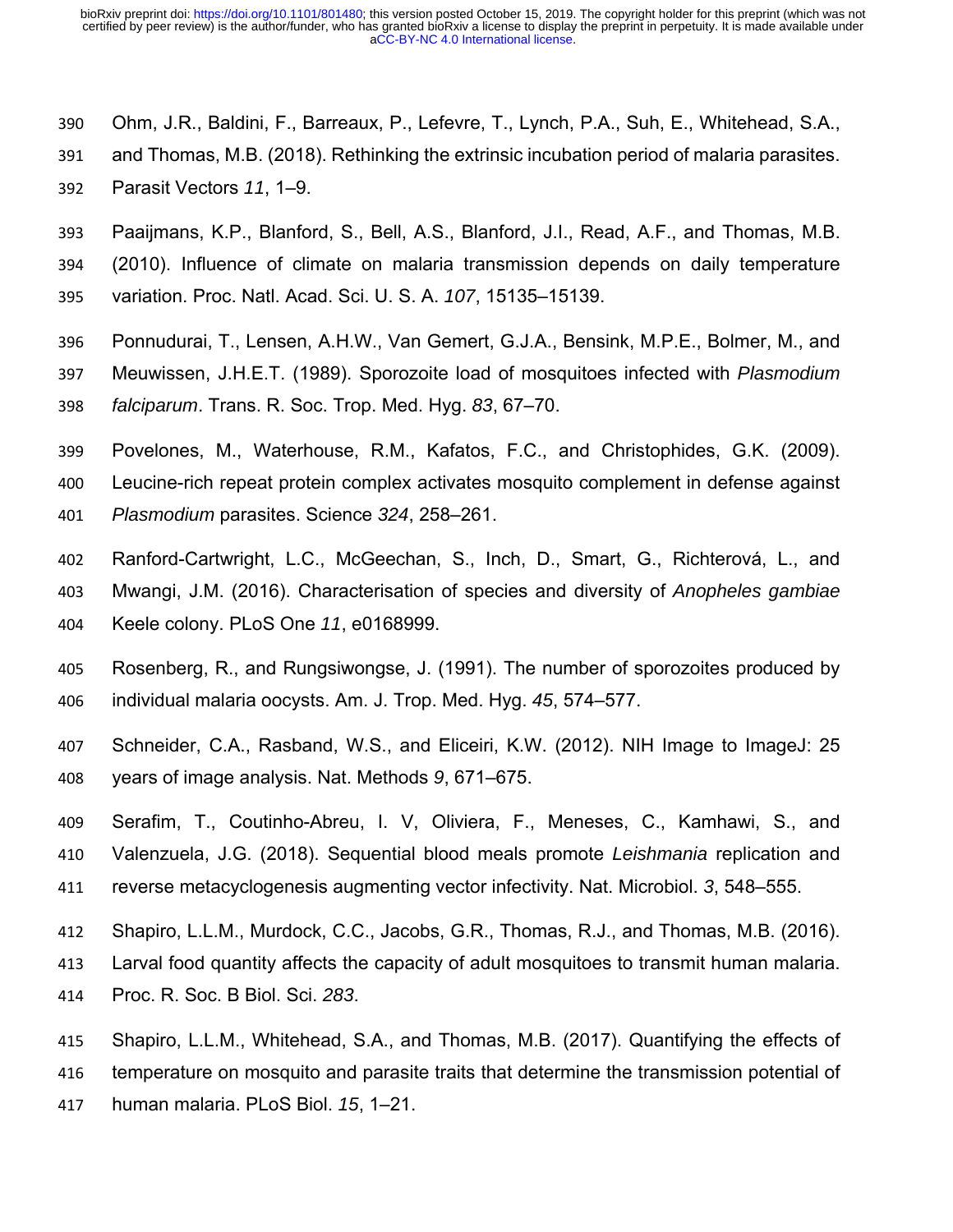Ohm, J.R., Baldini, F., Barreaux, P., Lefevre, T., Lynch, P.A., Suh, E., Whitehead, S.A., and Thomas, M.B. (2018). Rethinking the extrinsic incubation period of malaria parasites. Parasit Vectors *11*, 1–9.

Paaijmans, K.P., Blanford, S., Bell, A.S., Blanford, J.I., Read, A.F., and Thomas, M.B. (2010). Influence of climate on malaria transmission depends on daily temperature variation. Proc. Natl. Acad. Sci. U. S. A. *107*, 15135–15139.

Ponnudurai, T., Lensen, A.H.W., Van Gemert, G.J.A., Bensink, M.P.E., Bolmer, M., and Meuwissen, J.H.E.T. (1989). Sporozoite load of mosquitoes infected with *Plasmodium falciparum*. Trans. R. Soc. Trop. Med. Hyg. *83*, 67–70.

Povelones, M., Waterhouse, R.M., Kafatos, F.C., and Christophides, G.K. (2009). Leucine-rich repeat protein complex activates mosquito complement in defense against *Plasmodium* parasites. Science *324*, 258–261.

Ranford-Cartwright, L.C., McGeechan, S., Inch, D., Smart, G., Richterová, L., and Mwangi, J.M. (2016). Characterisation of species and diversity of *Anopheles gambiae* Keele colony. PLoS One *11*, e0168999.

Rosenberg, R., and Rungsiwongse, J. (1991). The number of sporozoites produced by individual malaria oocysts. Am. J. Trop. Med. Hyg. *45*, 574–577.

Schneider, C.A., Rasband, W.S., and Eliceiri, K.W. (2012). NIH Image to ImageJ: 25 years of image analysis. Nat. Methods *9*, 671–675.

Serafim, T., Coutinho-Abreu, I. V, Oliviera, F., Meneses, C., Kamhawi, S., and Valenzuela, J.G. (2018). Sequential blood meals promote *Leishmania* replication and reverse metacyclogenesis augmenting vector infectivity. Nat. Microbiol. *3*, 548–555.

Shapiro, L.L.M., Murdock, C.C., Jacobs, G.R., Thomas, R.J., and Thomas, M.B. (2016). Larval food quantity affects the capacity of adult mosquitoes to transmit human malaria. Proc. R. Soc. B Biol. Sci. *283*.

Shapiro, L.L.M., Whitehead, S.A., and Thomas, M.B. (2017). Quantifying the effects of temperature on mosquito and parasite traits that determine the transmission potential of human malaria. PLoS Biol. *15*, 1–21.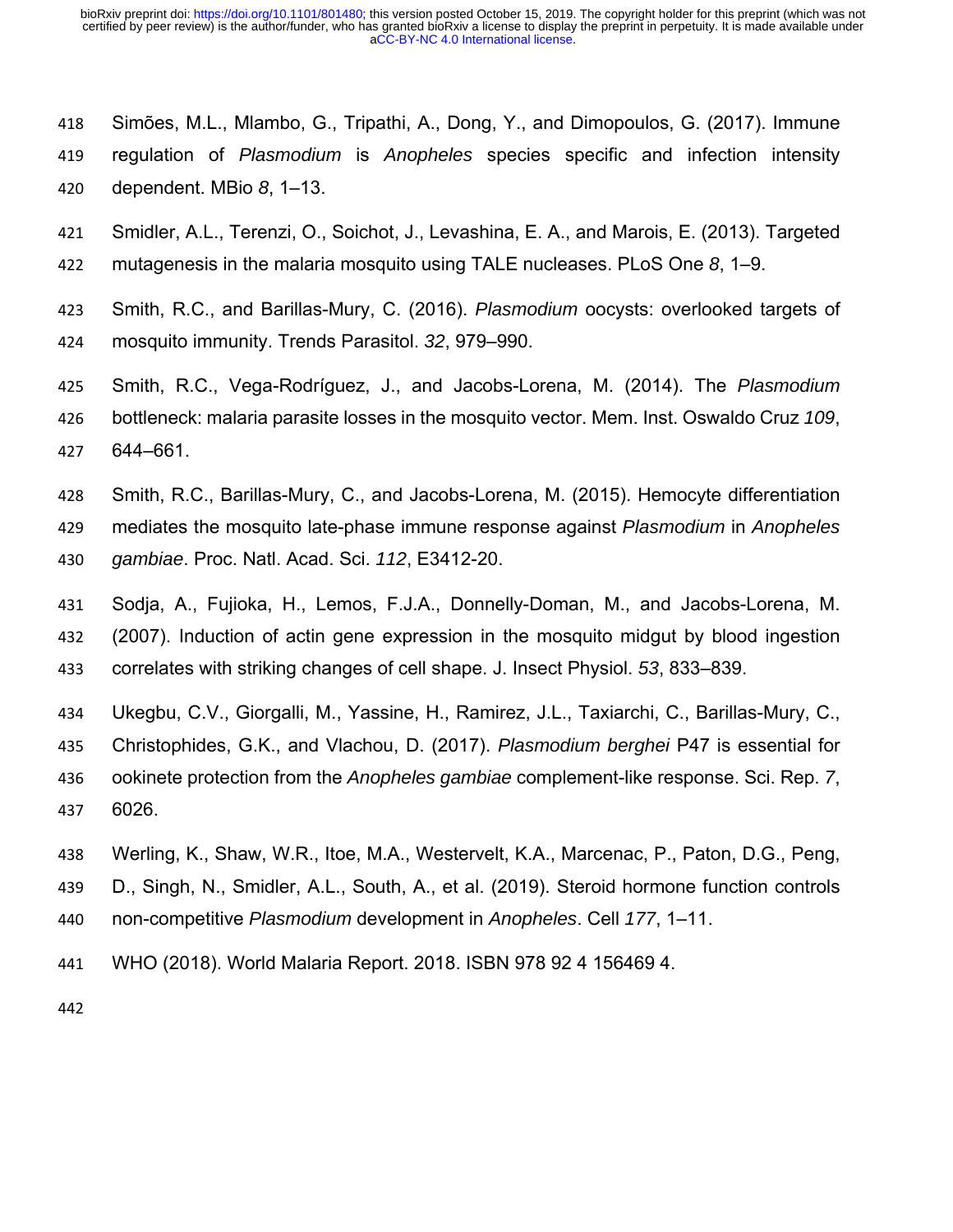Simões, M.L., Mlambo, G., Tripathi, A., Dong, Y., and Dimopoulos, G. (2017). Immune regulation of *Plasmodium* is *Anopheles* species specific and infection intensity dependent. MBio *8*, 1–13.

Smidler, A.L., Terenzi, O., Soichot, J., Levashina, E. A., and Marois, E. (2013). Targeted mutagenesis in the malaria mosquito using TALE nucleases. PLoS One *8*, 1–9.

Smith, R.C., and Barillas-Mury, C. (2016). *Plasmodium* oocysts: overlooked targets of mosquito immunity. Trends Parasitol. *32*, 979–990.

Smith, R.C., Vega-Rodríguez, J., and Jacobs-Lorena, M. (2014). The *Plasmodium* bottleneck: malaria parasite losses in the mosquito vector. Mem. Inst. Oswaldo Cruz *109*, 644–661.

Smith, R.C., Barillas-Mury, C., and Jacobs-Lorena, M. (2015). Hemocyte differentiation mediates the mosquito late-phase immune response against *Plasmodium* in *Anopheles gambiae*. Proc. Natl. Acad. Sci. *112*, E3412-20.

Sodja, A., Fujioka, H., Lemos, F.J.A., Donnelly-Doman, M., and Jacobs-Lorena, M. (2007). Induction of actin gene expression in the mosquito midgut by blood ingestion correlates with striking changes of cell shape. J. Insect Physiol. *53*, 833–839.

Ukegbu, C.V., Giorgalli, M., Yassine, H., Ramirez, J.L., Taxiarchi, C., Barillas-Mury, C., Christophides, G.K., and Vlachou, D. (2017). *Plasmodium berghei* P47 is essential for ookinete protection from the *Anopheles gambiae* complement-like response. Sci. Rep. *7*, 6026.

Werling, K., Shaw, W.R., Itoe, M.A., Westervelt, K.A., Marcenac, P., Paton, D.G., Peng, D., Singh, N., Smidler, A.L., South, A., et al. (2019). Steroid hormone function controls non-competitive *Plasmodium* development in *Anopheles*. Cell *177*, 1–11.

WHO (2018). World Malaria Report. 2018. ISBN 978 92 4 156469 4.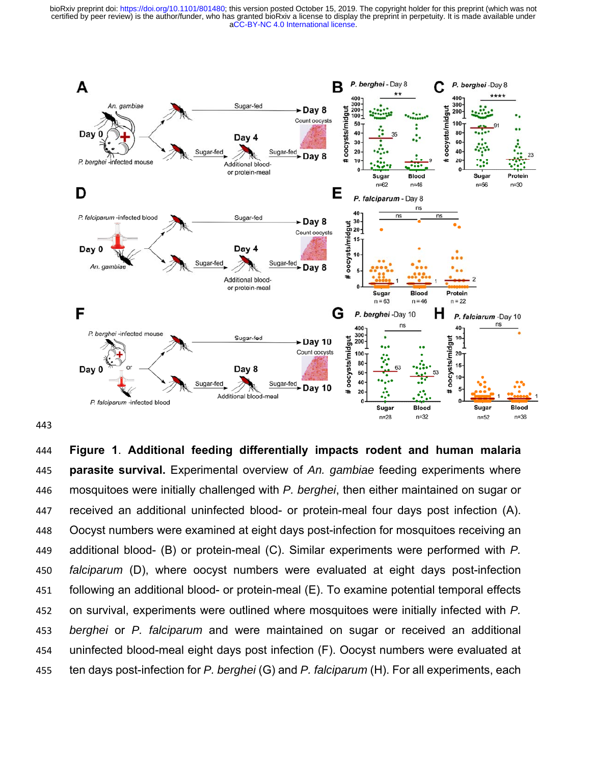A

An. gambiae

Day 0

P. berghei -infected mouse

Sugar-fed

Day 8

Count oocysts

Day 4

Sugar-fed

Sugar-fed

Day 8

Additional blood- or protein-meal

B P. berghei - Day 8

**

# oocysts/midgut

Sugar n=62

Blood n=46

35

9

C P. berghei -Day 8

****

# oocysts/midgut

Sugar n=56

Protein n=30

91

23

D

P. falciparum -infected blood

Day 0

An. gambiae

Sugar-fed

Day 8

Count oocysts

Day 4

Sugar-fed

Sugar-fed

Day 8

Additional blood- or protein-meal

E P. falciparum - Day 8

ns

ns

ns

# oocysts/midgut

Sugar n = 63

Blood n = 46

Protein n = 22

1

1

2

F

P. berghei -infected mouse

Day 0

or

P. falciparum -infected blood

Sugar-fed

Day 10

Count oocysts

Day 8

Sugar-fed

Sugar-fed

Day 10

Additional blood-meal

G P. berghei -Day 10

ns

# oocysts/midgut

Sugar n=28

Blood n=32

63

53

H P. falciarum -Day 10

ns

# oocysts/midgut

Sugar n=52

Blood n=36

1

1

**Figure 1. Additional feeding differentially impacts rodent and human malaria parasite survival.** Experimental overview of *An. gambiae* feeding experiments where mosquitoes were initially challenged with *P. berghei*, then either maintained on sugar or received an additional uninfected blood- or protein-meal four days post infection (A). Oocyst numbers were examined at eight days post-infection for mosquitoes receiving an additional blood- (B) or protein-meal (C). Similar experiments were performed with *P. falciparum* (D), where oocyst numbers were evaluated at eight days post-infection following an additional blood- or protein-meal (E). To examine potential temporal effects on survival, experiments were outlined where mosquitoes were initially infected with *P. berghei* or *P. falciparum* and were maintained on sugar or received an additional uninfected blood-meal eight days post infection (F). Oocyst numbers were evaluated at ten days post-infection for *P. berghei* (G) and *P. falciparum* (H). For all experiments, each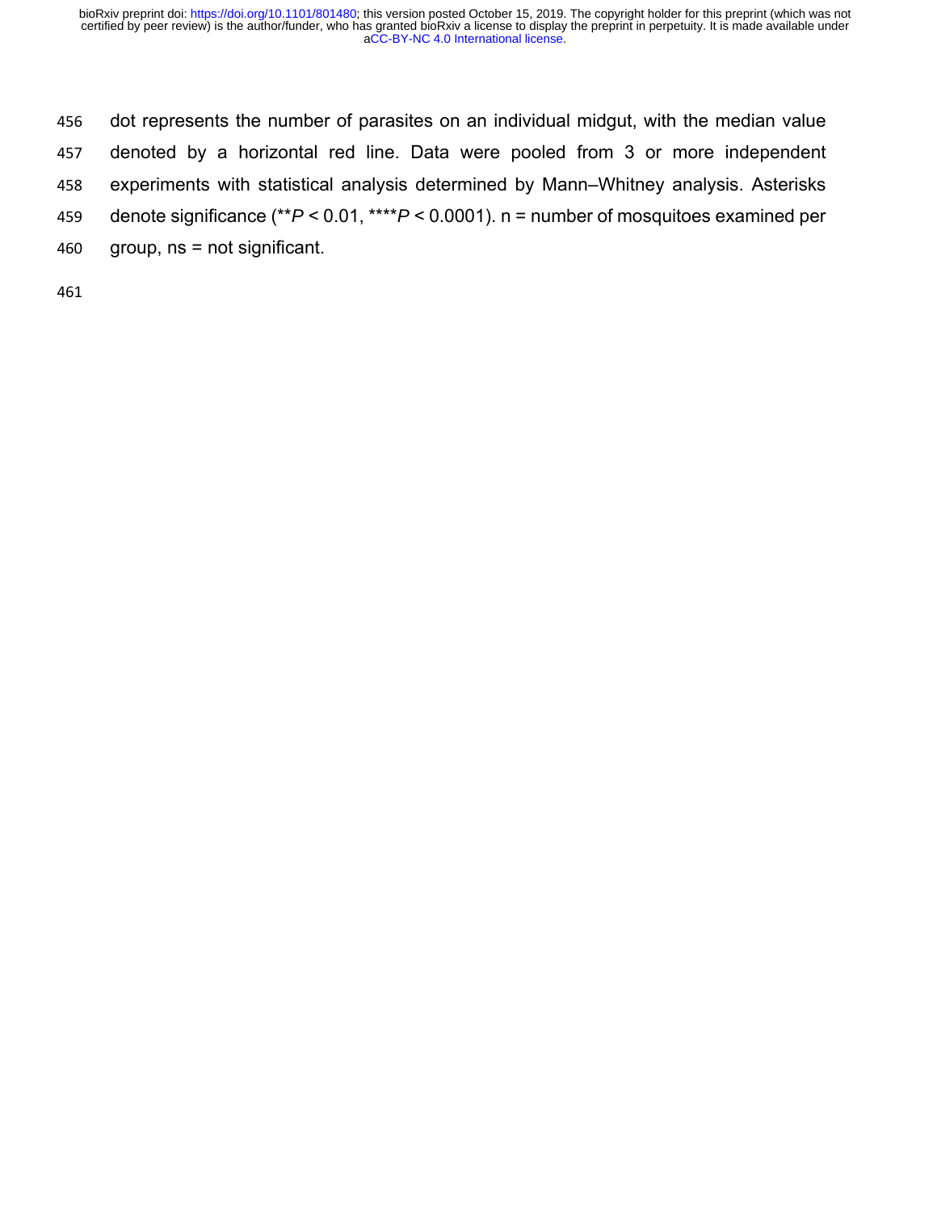dot represents the number of parasites on an individual midgut, with the median value denoted by a horizontal red line. Data were pooled from 3 or more independent experiments with statistical analysis determined by Mann–Whitney analysis. Asterisks denote significance (\*\*$P < 0.01$, \*\*\*\*$P < 0.0001$). n = number of mosquitoes examined per group, ns = not significant.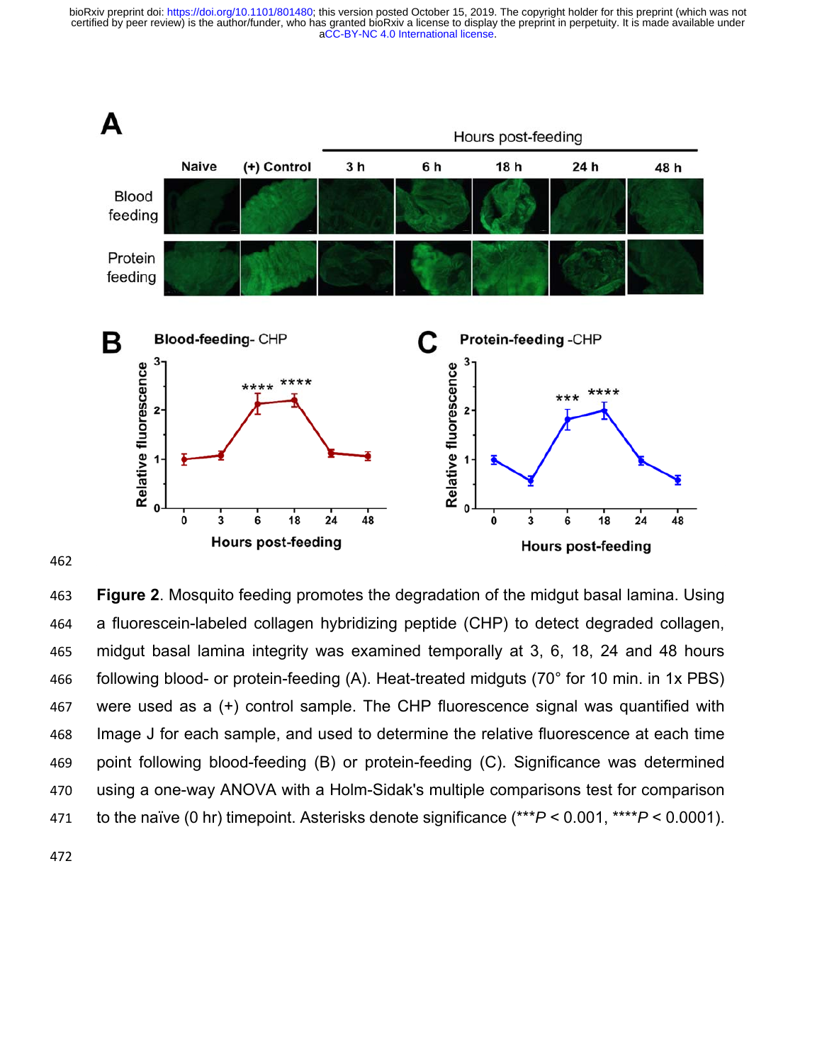A

Hours post-feeding

Naive | (+) Control | 3 h | 6 h | 18 h | 24 h | 48 h

Blood feeding

Protein feeding

B Blood-feeding- CHP

Relative fluorescence

3
2
1
0

\*\*\*\* \*\*\*\*

0 3 6 18 24 48

Hours post-feeding

C Protein-feeding -CHP

Relative fluorescence

3
2
1
0

\*\*\* \*\*\*\*

0 3 6 18 24 48

Hours post-feeding

**Figure 2**. Mosquito feeding promotes the degradation of the midgut basal lamina. Using a fluorescein-labeled collagen hybridizing peptide (CHP) to detect degraded collagen, midgut basal lamina integrity was examined temporally at 3, 6, 18, 24 and 48 hours following blood- or protein-feeding (A). Heat-treated midguts (70° for 10 min. in 1x PBS) were used as a (+) control sample. The CHP fluorescence signal was quantified with Image J for each sample, and used to determine the relative fluorescence at each time point following blood-feeding (B) or protein-feeding (C). Significance was determined using a one-way ANOVA with a Holm-Sidak's multiple comparisons test for comparison to the naïve (0 hr) timepoint. Asterisks denote significance (\*\*\*$P < 0.001$, \*\*\*\*$P < 0.0001$).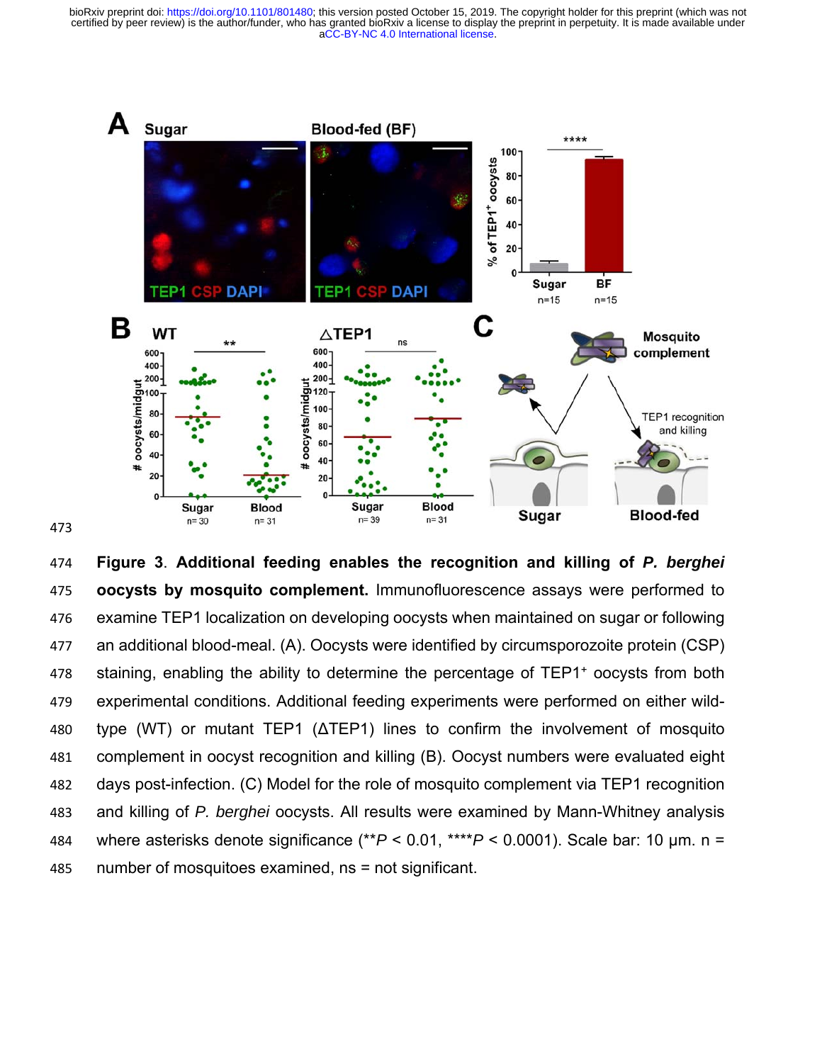A Sugar Blood-fed (BF)

TEP1 CSP DAPI

TEP1 CSP DAPI

% of TEP1⁺ oocysts

100
80
60
40
20
0

****

Sugar n=15

BF n=15

B WT

# oocysts/midgut

600
400
200
100
80
60
40
20
0

**

Sugar n= 30

Blood n= 31

ΔTEP1

# oocysts/midgut

600
400
200
120
100
80
60
40
20
0

ns

Sugar n= 39

Blood n= 31

C

Mosquito complement

TEP1 recognition and killing

Sugar

Blood-fed

**Figure 3**. **Additional feeding enables the recognition and killing of *P. berghei* oocysts by mosquito complement.** Immunofluorescence assays were performed to examine TEP1 localization on developing oocysts when maintained on sugar or following an additional blood-meal. (A). Oocysts were identified by circumsporozoite protein (CSP) staining, enabling the ability to determine the percentage of TEP1[+] oocysts from both experimental conditions. Additional feeding experiments were performed on either wild-type (WT) or mutant TEP1 (ΔTEP1) lines to confirm the involvement of mosquito complement in oocyst recognition and killing (B). Oocyst numbers were evaluated eight days post-infection. (C) Model for the role of mosquito complement via TEP1 recognition and killing of *P. berghei* oocysts. All results were examined by Mann-Whitney analysis where asterisks denote significance (\*\**P* < 0.01, \*\*\*\**P* < 0.0001). Scale bar: 10 μm. n = number of mosquitoes examined, ns = not significant.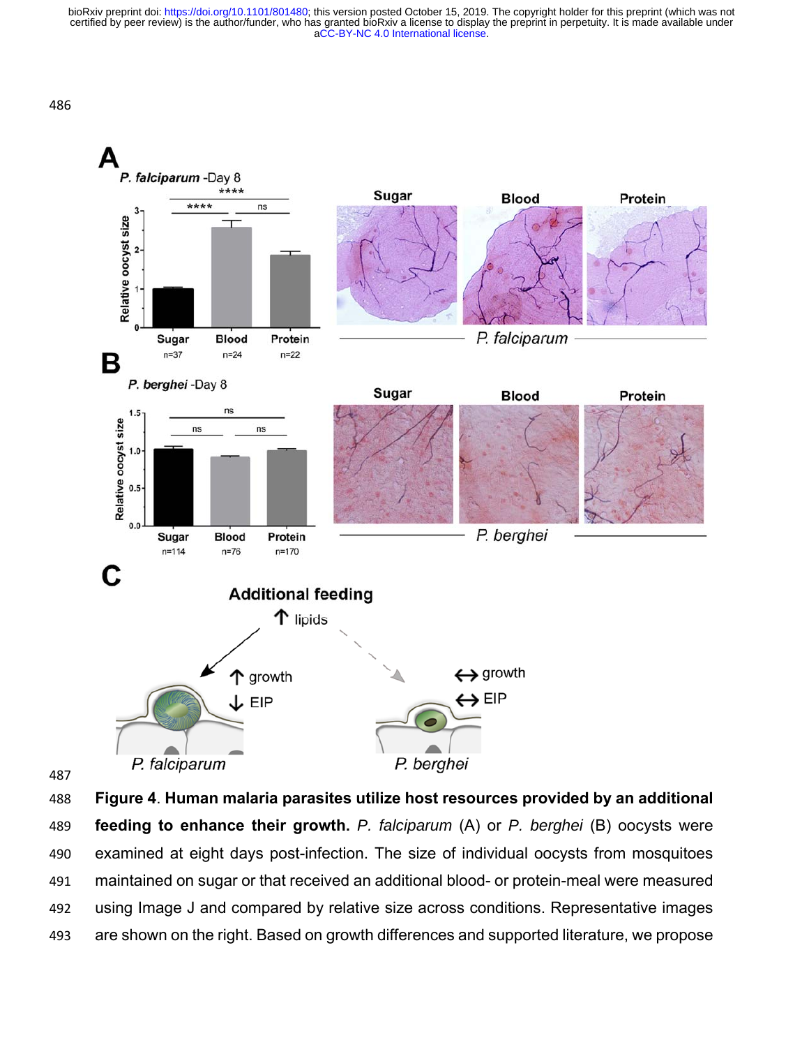A

*P. falciparum* -Day 8

****

**** ns

Relative oocyst size

3

2

1

0

Sugar n=37

Blood n=24

Protein n=22

Sugar Blood Protein

*P. falciparum*

B

*P. berghei* -Day 8

ns

ns ns

Relative oocyst size

1.5

1.0

0.5

0.0

Sugar n=114

Blood n=76

Protein n=170

Sugar Blood Protein

*P. berghei*

C

Additional feeding

↑ lipids

↑ growth

↓ EIP

↔ growth

↔ EIP

*P. falciparum*

*P. berghei*

**Figure 4. Human malaria parasites utilize host resources provided by an additional feeding to enhance their growth.** *P. falciparum* (A) or *P. berghei* (B) oocysts were examined at eight days post-infection. The size of individual oocysts from mosquitoes maintained on sugar or that received an additional blood- or protein-meal were measured using Image J and compared by relative size across conditions. Representative images are shown on the right. Based on growth differences and supported literature, we propose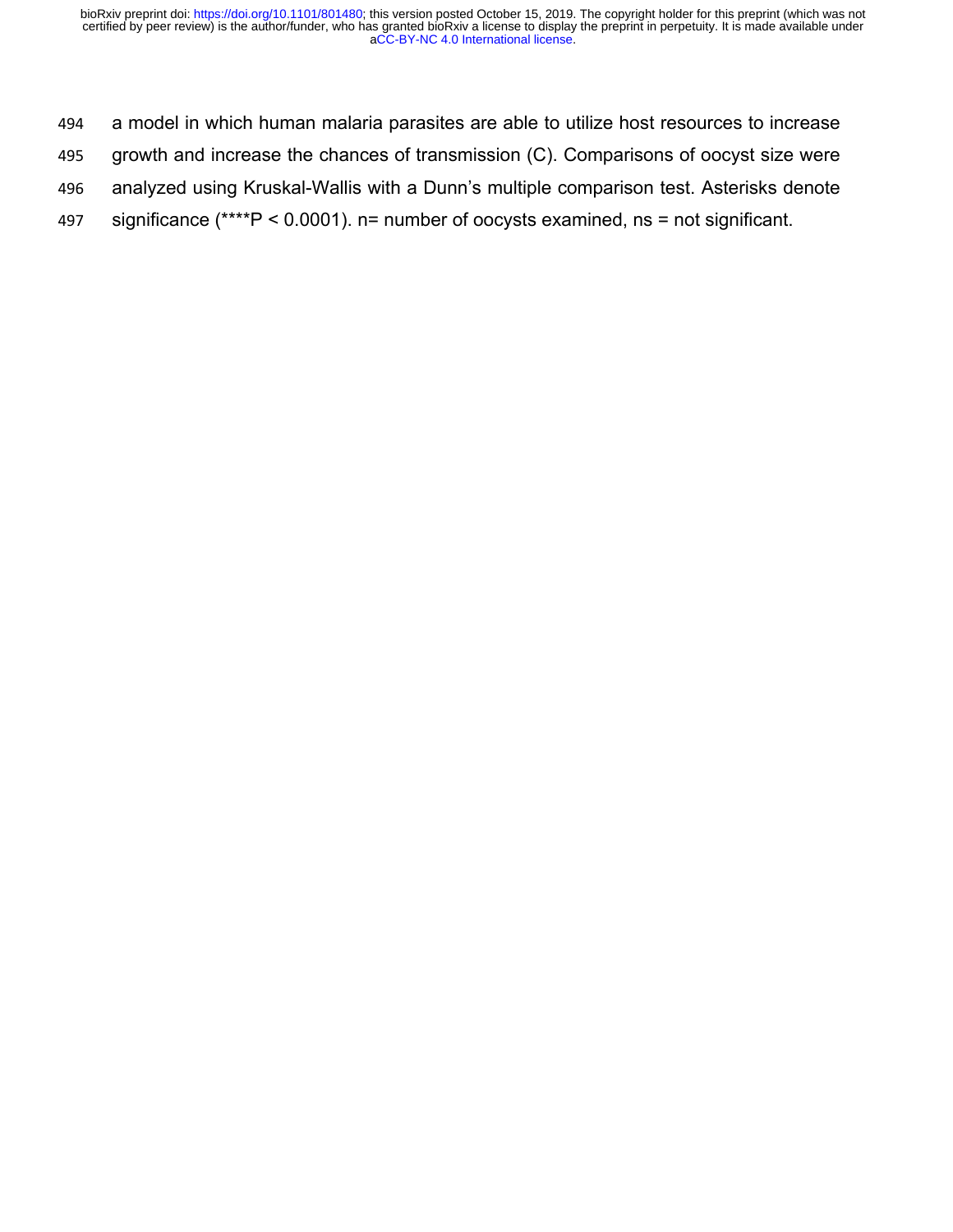a model in which human malaria parasites are able to utilize host resources to increase growth and increase the chances of transmission (C). Comparisons of oocyst size were analyzed using Kruskal-Wallis with a Dunn's multiple comparison test. Asterisks denote significance (****$P < 0.0001$). n= number of oocysts examined, ns = not significant.